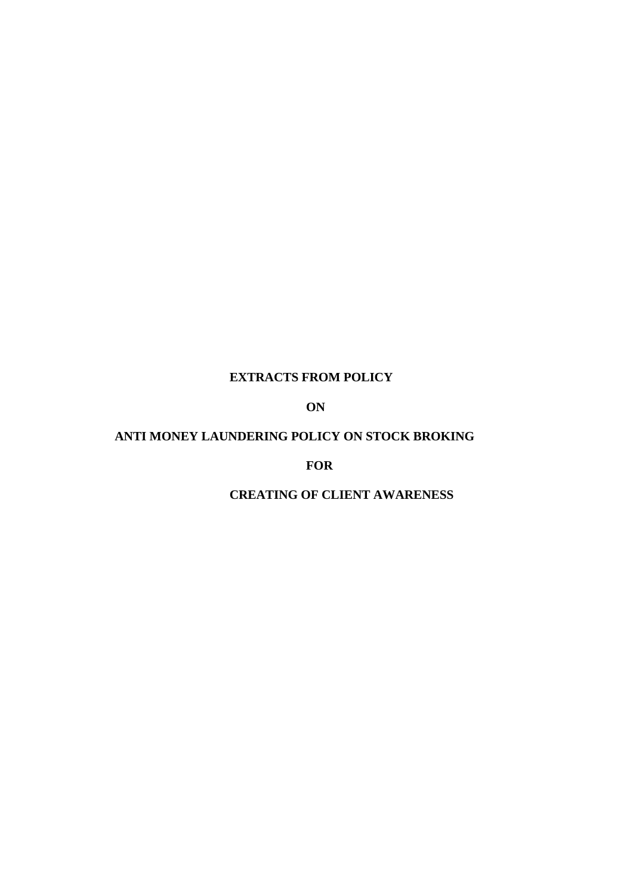# EXTRACTS FROM POLICY

# ON

# ANTI MONEY LAUNDERING POLICY ON STOCK BROKING

# FOR

# CREATING OF CLIENT AWARENESS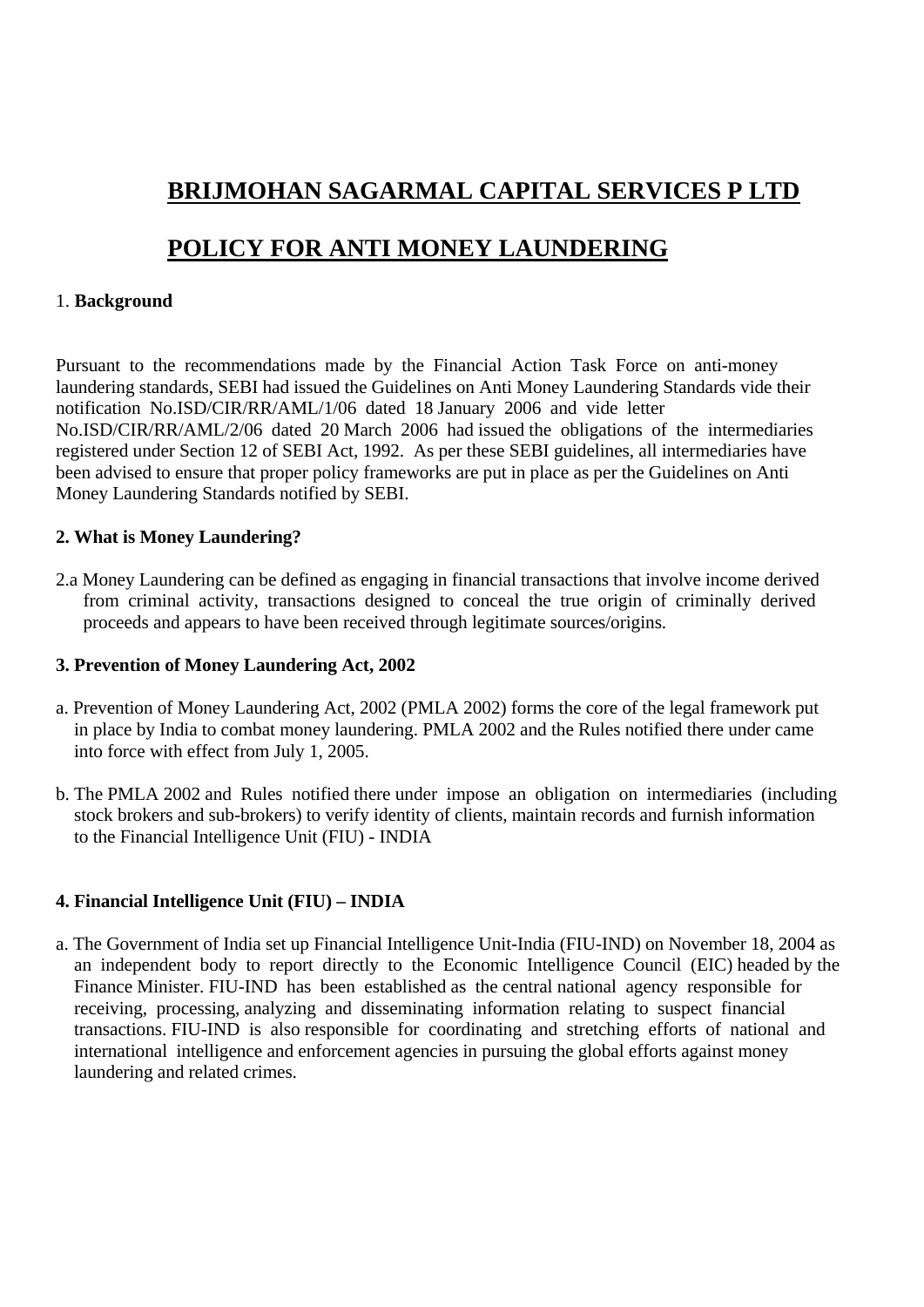# BRIJMOHAN SAGARMAL CAPITAL SERVICES P LTD

# POLICY FOR ANTI MONEY LAUNDERING

1. **Background**

Pursuant to the recommendations made by the Financial Action Task Force on anti-money laundering standards, SEBI had issued the Guidelines on Anti Money Laundering Standards vide their notification No.ISD/CIR/RR/AML/1/06 dated 18 January 2006 and vide letter No.ISD/CIR/RR/AML/2/06 dated 20 March 2006 had issued the obligations of the intermediaries registered under Section 12 of SEBI Act, 1992. As per these SEBI guidelines, all intermediaries have been advised to ensure that proper policy frameworks are put in place as per the Guidelines on Anti Money Laundering Standards notified by SEBI.

**2. What is Money Laundering?**

2.a Money Laundering can be defined as engaging in financial transactions that involve income derived from criminal activity, transactions designed to conceal the true origin of criminally derived proceeds and appears to have been received through legitimate sources/origins.

**3. Prevention of Money Laundering Act, 2002**

a. Prevention of Money Laundering Act, 2002 (PMLA 2002) forms the core of the legal framework put in place by India to combat money laundering. PMLA 2002 and the Rules notified there under came into force with effect from July 1, 2005.

b. The PMLA 2002 and Rules notified there under impose an obligation on intermediaries (including stock brokers and sub-brokers) to verify identity of clients, maintain records and furnish information to the Financial Intelligence Unit (FIU) - INDIA

**4. Financial Intelligence Unit (FIU) – INDIA**

a. The Government of India set up Financial Intelligence Unit-India (FIU-IND) on November 18, 2004 as an independent body to report directly to the Economic Intelligence Council (EIC) headed by the Finance Minister. FIU-IND has been established as the central national agency responsible for receiving, processing, analyzing and disseminating information relating to suspect financial transactions. FIU-IND is also responsible for coordinating and stretching efforts of national and international intelligence and enforcement agencies in pursuing the global efforts against money laundering and related crimes.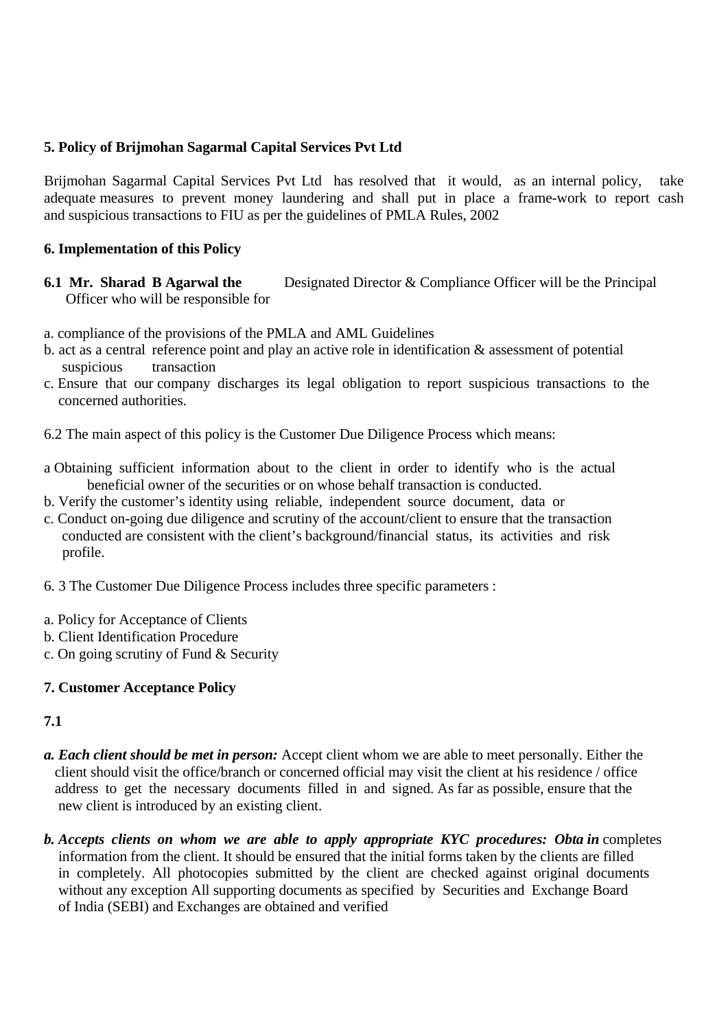**5. Policy of Brijmohan Sagarmal Capital Services Pvt Ltd**

Brijmohan Sagarmal Capital Services Pvt Ltd has resolved that it would, as an internal policy, take adequate measures to prevent money laundering and shall put in place a frame-work to report cash and suspicious transactions to FIU as per the guidelines of PMLA Rules, 2002

**6. Implementation of this Policy**

**6.1 Mr. Sharad B Agarwal the** Designated Director & Compliance Officer will be the Principal Officer who will be responsible for

a. compliance of the provisions of the PMLA and AML Guidelines
b. act as a central reference point and play an active role in identification & assessment of potential suspicious transaction
c. Ensure that our company discharges its legal obligation to report suspicious transactions to the concerned authorities.

6.2 The main aspect of this policy is the Customer Due Diligence Process which means:

a Obtaining sufficient information about to the client in order to identify who is the actual beneficial owner of the securities or on whose behalf transaction is conducted.
b. Verify the customer's identity using reliable, independent source document, data or
c. Conduct on-going due diligence and scrutiny of the account/client to ensure that the transaction conducted are consistent with the client's background/financial status, its activities and risk profile.

6. 3 The Customer Due Diligence Process includes three specific parameters :

a. Policy for Acceptance of Clients
b. Client Identification Procedure
c. On going scrutiny of Fund & Security

**7. Customer Acceptance Policy**

**7.1**

***a. Each client should be met in person:*** Accept client whom we are able to meet personally. Either the client should visit the office/branch or concerned official may visit the client at his residence / office address to get the necessary documents filled in and signed. As far as possible, ensure that the new client is introduced by an existing client.

***b. Accepts clients on whom we are able to apply appropriate KYC procedures: Obta in*** completes information from the client. It should be ensured that the initial forms taken by the clients are filled in completely. All photocopies submitted by the client are checked against original documents without any exception All supporting documents as specified by Securities and Exchange Board of India (SEBI) and Exchanges are obtained and verified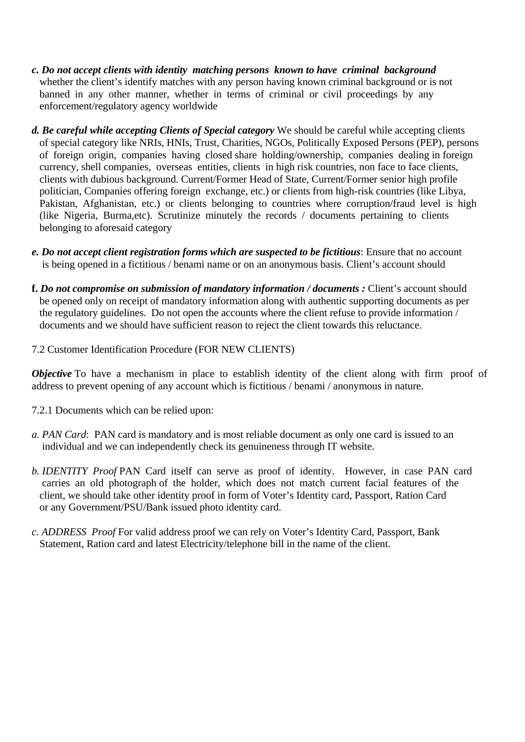*c.* ***Do not accept clients with identity matching persons known to have criminal background*** whether the client's identify matches with any person having known criminal background or is not banned in any other manner, whether in terms of criminal or civil proceedings by any enforcement/regulatory agency worldwide

*d.* ***Be careful while accepting Clients of Special category*** We should be careful while accepting clients of special category like NRIs, HNIs, Trust, Charities, NGOs, Politically Exposed Persons (PEP), persons of foreign origin, companies having closed share holding/ownership, companies dealing in foreign currency, shell companies, overseas entities, clients in high risk countries, non face to face clients, clients with dubious background. Current/Former Head of State, Current/Former senior high profile politician, Companies offering foreign exchange, etc.) or clients from high-risk countries (like Libya, Pakistan, Afghanistan, etc.) or clients belonging to countries where corruption/fraud level is high (like Nigeria, Burma,etc). Scrutinize minutely the records / documents pertaining to clients belonging to aforesaid category

*e.* ***Do not accept client registration forms which are suspected to be fictitious***: Ensure that no account is being opened in a fictitious / benami name or on an anonymous basis. Client's account should

**f.** ***Do not compromise on submission of mandatory information / documents :*** Client's account should be opened only on receipt of mandatory information along with authentic supporting documents as per the regulatory guidelines. Do not open the accounts where the client refuse to provide information / documents and we should have sufficient reason to reject the client towards this reluctance.

7.2 Customer Identification Procedure (FOR NEW CLIENTS)

***Objective*** To have a mechanism in place to establish identity of the client along with firm proof of address to prevent opening of any account which is fictitious / benami / anonymous in nature.

7.2.1 Documents which can be relied upon:

*a. PAN Card*: PAN card is mandatory and is most reliable document as only one card is issued to an individual and we can independently check its genuineness through IT website.

*b. IDENTITY Proof* PAN Card itself can serve as proof of identity. However, in case PAN card carries an old photograph of the holder, which does not match current facial features of the client, we should take other identity proof in form of Voter's Identity card, Passport, Ration Card or any Government/PSU/Bank issued photo identity card.

*c. ADDRESS Proof* For valid address proof we can rely on Voter's Identity Card, Passport, Bank Statement, Ration card and latest Electricity/telephone bill in the name of the client.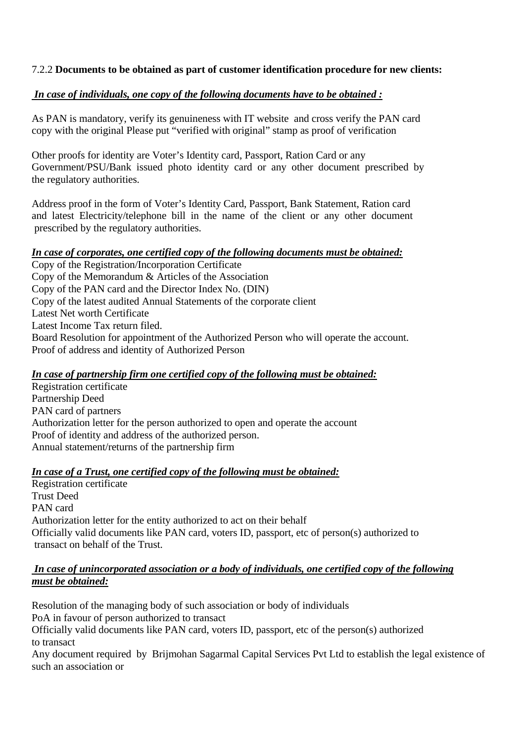7.2.2 **Documents to be obtained as part of customer identification procedure for new clients:**

***In case of individuals, one copy of the following documents have to be obtained :***

As PAN is mandatory, verify its genuineness with IT website and cross verify the PAN card copy with the original Please put "verified with original" stamp as proof of verification

Other proofs for identity are Voter's Identity card, Passport, Ration Card or any Government/PSU/Bank issued photo identity card or any other document prescribed by the regulatory authorities.

Address proof in the form of Voter's Identity Card, Passport, Bank Statement, Ration card and latest Electricity/telephone bill in the name of the client or any other document prescribed by the regulatory authorities.

***In case of corporates, one certified copy of the following documents must be obtained:***

Copy of the Registration/Incorporation Certificate
Copy of the Memorandum & Articles of the Association
Copy of the PAN card and the Director Index No. (DIN)
Copy of the latest audited Annual Statements of the corporate client
Latest Net worth Certificate
Latest Income Tax return filed.
Board Resolution for appointment of the Authorized Person who will operate the account.
Proof of address and identity of Authorized Person

***In case of partnership firm one certified copy of the following must be obtained:***

Registration certificate
Partnership Deed
PAN card of partners
Authorization letter for the person authorized to open and operate the account
Proof of identity and address of the authorized person.
Annual statement/returns of the partnership firm

***In case of a Trust, one certified copy of the following must be obtained:***

Registration certificate
Trust Deed
PAN card
Authorization letter for the entity authorized to act on their behalf
Officially valid documents like PAN card, voters ID, passport, etc of person(s) authorized to transact on behalf of the Trust.

***In case of unincorporated association or a body of individuals, one certified copy of the following must be obtained:***

Resolution of the managing body of such association or body of individuals
PoA in favour of person authorized to transact
Officially valid documents like PAN card, voters ID, passport, etc of the person(s) authorized to transact
Any document required by Brijmohan Sagarmal Capital Services Pvt Ltd to establish the legal existence of such an association or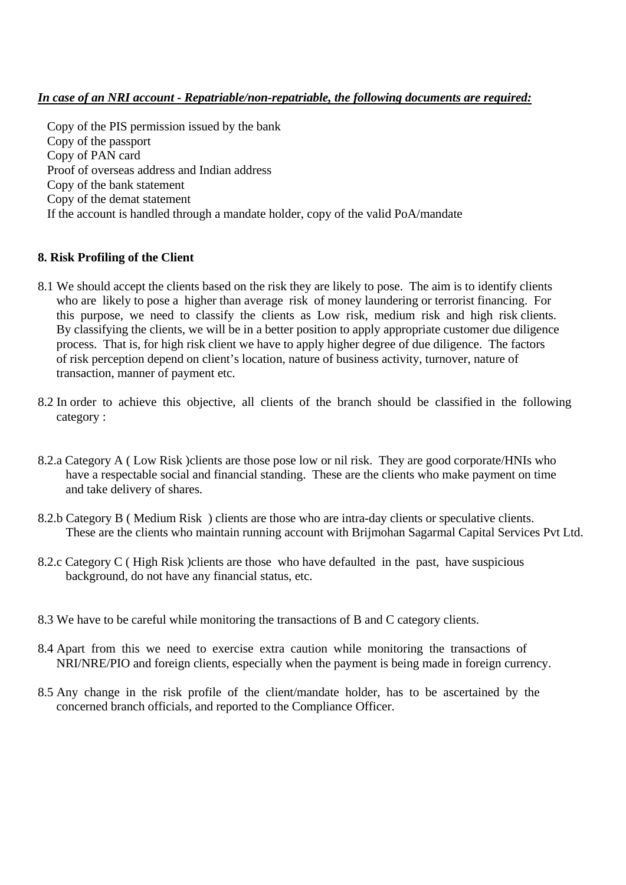***In case of an NRI account - Repatriable/non-repatriable, the following documents are required:***

- Copy of the PIS permission issued by the bank
- Copy of the passport
- Copy of PAN card
- Proof of overseas address and Indian address
- Copy of the bank statement
- Copy of the demat statement
- If the account is handled through a mandate holder, copy of the valid PoA/mandate

**8. Risk Profiling of the Client**

8.1 We should accept the clients based on the risk they are likely to pose. The aim is to identify clients who are likely to pose a higher than average risk of money laundering or terrorist financing. For this purpose, we need to classify the clients as Low risk, medium risk and high risk clients. By classifying the clients, we will be in a better position to apply appropriate customer due diligence process. That is, for high risk client we have to apply higher degree of due diligence. The factors of risk perception depend on client's location, nature of business activity, turnover, nature of transaction, manner of payment etc.

8.2 In order to achieve this objective, all clients of the branch should be classified in the following category :

8.2.a Category A ( Low Risk )clients are those pose low or nil risk. They are good corporate/HNIs who have a respectable social and financial standing. These are the clients who make payment on time and take delivery of shares.

8.2.b Category B ( Medium Risk ) clients are those who are intra-day clients or speculative clients. These are the clients who maintain running account with Brijmohan Sagarmal Capital Services Pvt Ltd.

8.2.c Category C ( High Risk )clients are those who have defaulted in the past, have suspicious background, do not have any financial status, etc.

8.3 We have to be careful while monitoring the transactions of B and C category clients.

8.4 Apart from this we need to exercise extra caution while monitoring the transactions of NRI/NRE/PIO and foreign clients, especially when the payment is being made in foreign currency.

8.5 Any change in the risk profile of the client/mandate holder, has to be ascertained by the concerned branch officials, and reported to the Compliance Officer.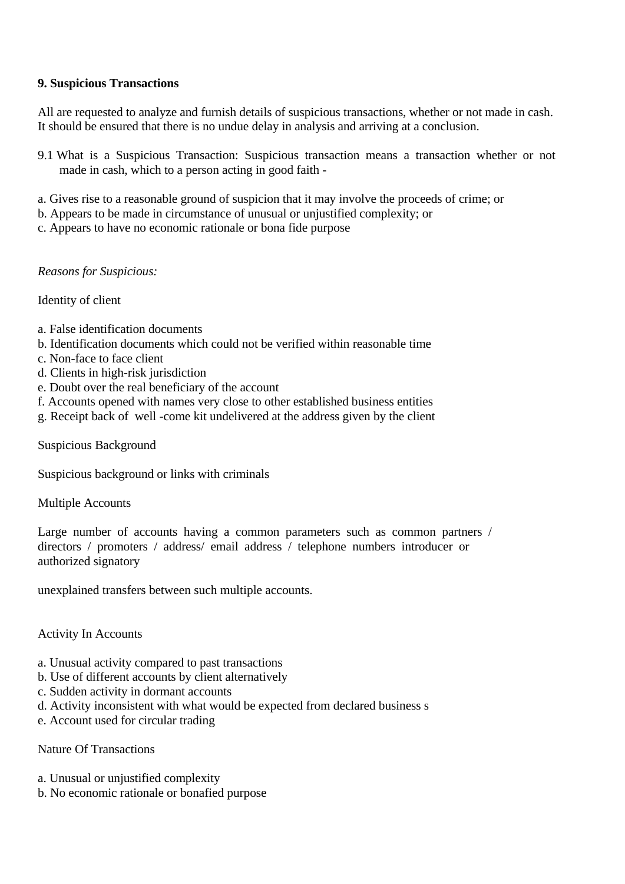**9. Suspicious Transactions**

All are requested to analyze and furnish details of suspicious transactions, whether or not made in cash. It should be ensured that there is no undue delay in analysis and arriving at a conclusion.

9.1 What is a Suspicious Transaction: Suspicious transaction means a transaction whether or not made in cash, which to a person acting in good faith -

a. Gives rise to a reasonable ground of suspicion that it may involve the proceeds of crime; or
b. Appears to be made in circumstance of unusual or unjustified complexity; or
c. Appears to have no economic rationale or bona fide purpose

*Reasons for Suspicious:*

Identity of client

a. False identification documents
b. Identification documents which could not be verified within reasonable time
c. Non-face to face client
d. Clients in high-risk jurisdiction
e. Doubt over the real beneficiary of the account
f. Accounts opened with names very close to other established business entities
g. Receipt back of well -come kit undelivered at the address given by the client

Suspicious Background

Suspicious background or links with criminals

Multiple Accounts

Large number of accounts having a common parameters such as common partners / directors / promoters / address/ email address / telephone numbers introducer or authorized signatory

unexplained transfers between such multiple accounts.

Activity In Accounts

a. Unusual activity compared to past transactions
b. Use of different accounts by client alternatively
c. Sudden activity in dormant accounts
d. Activity inconsistent with what would be expected from declared business s
e. Account used for circular trading

Nature Of Transactions

a. Unusual or unjustified complexity
b. No economic rationale or bonafied purpose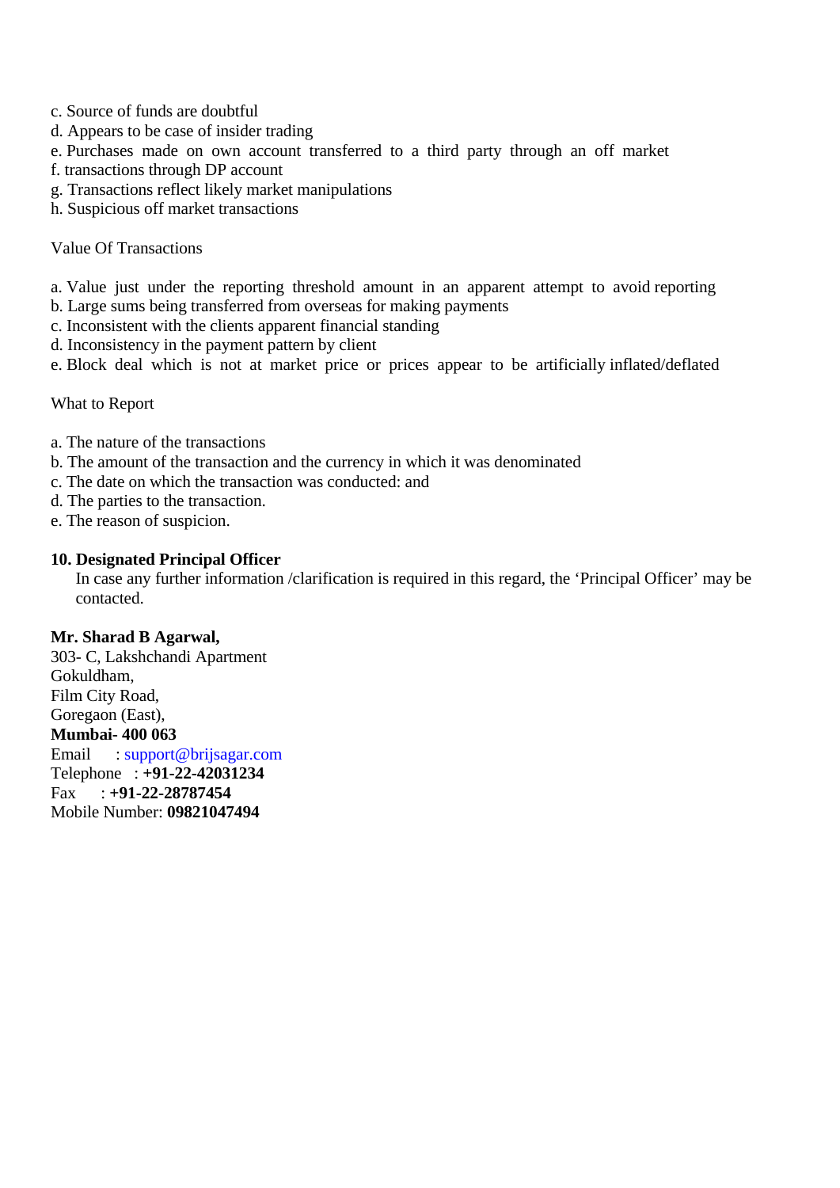c. Source of funds are doubtful
d. Appears to be case of insider trading
e. Purchases made on own account transferred to a third party through an off market
f. transactions through DP account
g. Transactions reflect likely market manipulations
h. Suspicious off market transactions

Value Of Transactions

a. Value just under the reporting threshold amount in an apparent attempt to avoid reporting
b. Large sums being transferred from overseas for making payments
c. Inconsistent with the clients apparent financial standing
d. Inconsistency in the payment pattern by client
e. Block deal which is not at market price or prices appear to be artificially inflated/deflated

What to Report

a. The nature of the transactions
b. The amount of the transaction and the currency in which it was denominated
c. The date on which the transaction was conducted: and
d. The parties to the transaction.
e. The reason of suspicion.

**10. Designated Principal Officer**

In case any further information /clarification is required in this regard, the 'Principal Officer' may be contacted.

**Mr. Sharad B Agarwal,**
303- C, Lakshchandi Apartment
Gokuldham,
Film City Road,
Goregaon (East),
**Mumbai- 400 063**
Email : support@brijsagar.com
Telephone : **+91-22-42031234**
Fax : **+91-22-28787454**
Mobile Number: **09821047494**